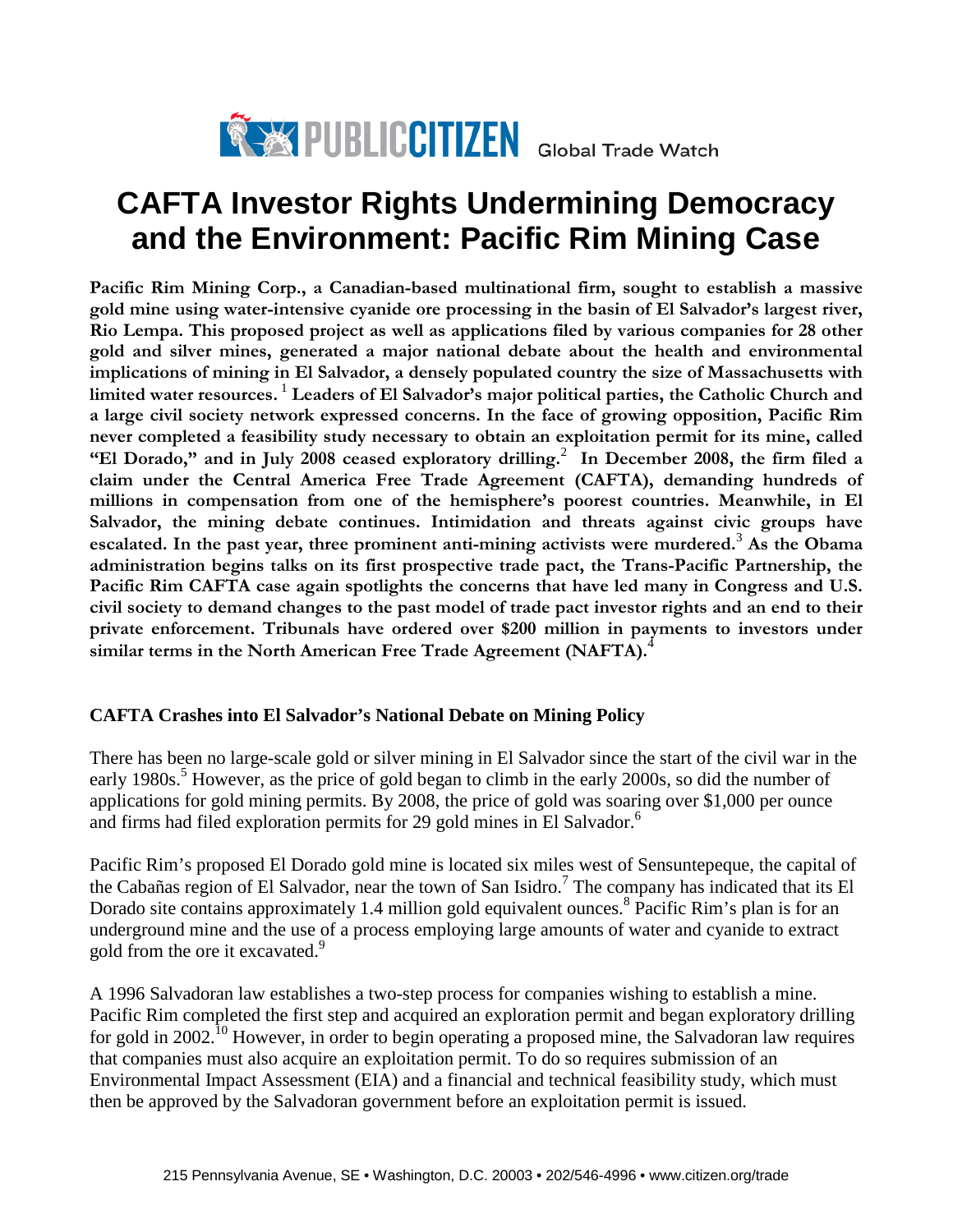PUBLIC CITIZEN Global Trade Watch

# CAFTA Investor Rights Undermining Democracy and the Environment: Pacific Rim Mining Case

**Pacific Rim Mining Corp., a Canadian-based multinational firm, sought to establish a massive gold mine using water-intensive cyanide ore processing in the basin of El Salvador's largest river, Rio Lempa. This proposed project as well as applications filed by various companies for 28 other gold and silver mines, generated a major national debate about the health and environmental implications of mining in El Salvador, a densely populated country the size of Massachusetts with limited water resources.[1] Leaders of El Salvador's major political parties, the Catholic Church and a large civil society network expressed concerns. In the face of growing opposition, Pacific Rim never completed a feasibility study necessary to obtain an exploitation permit for its mine, called "El Dorado," and in July 2008 ceased exploratory drilling.[2] In December 2008, the firm filed a claim under the Central America Free Trade Agreement (CAFTA), demanding hundreds of millions in compensation from one of the hemisphere's poorest countries. Meanwhile, in El Salvador, the mining debate continues. Intimidation and threats against civic groups have escalated. In the past year, three prominent anti-mining activists were murdered.[3] As the Obama administration begins talks on its first prospective trade pact, the Trans-Pacific Partnership, the Pacific Rim CAFTA case again spotlights the concerns that have led many in Congress and U.S. civil society to demand changes to the past model of trade pact investor rights and an end to their private enforcement. Tribunals have ordered over $200 million in payments to investors under similar terms in the North American Free Trade Agreement (NAFTA).[4]**

### CAFTA Crashes into El Salvador's National Debate on Mining Policy

There has been no large-scale gold or silver mining in El Salvador since the start of the civil war in the early 1980s.[5] However, as the price of gold began to climb in the early 2000s, so did the number of applications for gold mining permits. By 2008, the price of gold was soaring over $1,000 per ounce and firms had filed exploration permits for 29 gold mines in El Salvador.[6]

Pacific Rim's proposed El Dorado gold mine is located six miles west of Sensuntepeque, the capital of the Cabañas region of El Salvador, near the town of San Isidro.[7] The company has indicated that its El Dorado site contains approximately 1.4 million gold equivalent ounces.[8] Pacific Rim's plan is for an underground mine and the use of a process employing large amounts of water and cyanide to extract gold from the ore it excavated.[9]

A 1996 Salvadoran law establishes a two-step process for companies wishing to establish a mine. Pacific Rim completed the first step and acquired an exploration permit and began exploratory drilling for gold in 2002.[10] However, in order to begin operating a proposed mine, the Salvadoran law requires that companies must also acquire an exploitation permit. To do so requires submission of an Environmental Impact Assessment (EIA) and a financial and technical feasibility study, which must then be approved by the Salvadoran government before an exploitation permit is issued.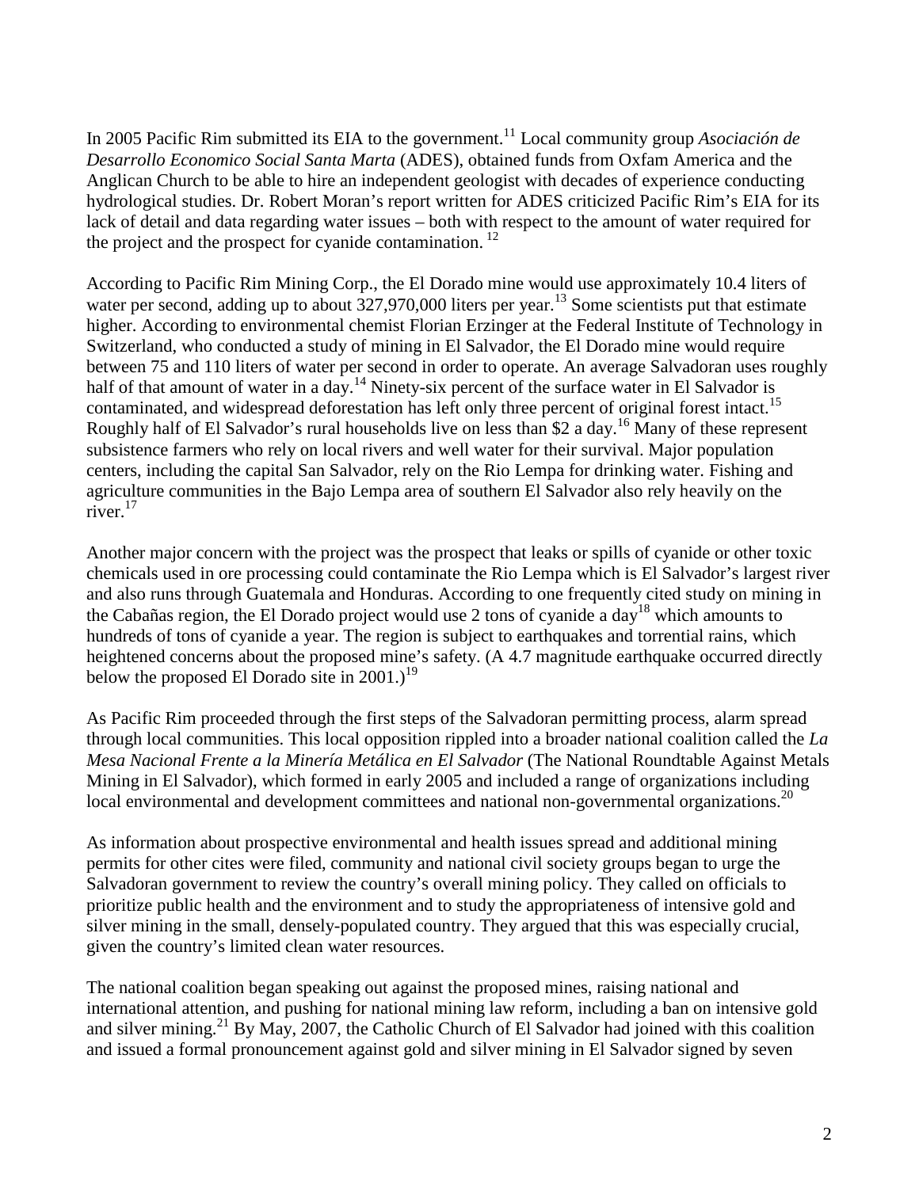In 2005 Pacific Rim submitted its EIA to the government.[11] Local community group *Asociación de Desarrollo Economico Social Santa Marta* (ADES), obtained funds from Oxfam America and the Anglican Church to be able to hire an independent geologist with decades of experience conducting hydrological studies. Dr. Robert Moran's report written for ADES criticized Pacific Rim's EIA for its lack of detail and data regarding water issues – both with respect to the amount of water required for the project and the prospect for cyanide contamination.[12]

According to Pacific Rim Mining Corp., the El Dorado mine would use approximately 10.4 liters of water per second, adding up to about 327,970,000 liters per year.[13] Some scientists put that estimate higher. According to environmental chemist Florian Erzinger at the Federal Institute of Technology in Switzerland, who conducted a study of mining in El Salvador, the El Dorado mine would require between 75 and 110 liters of water per second in order to operate. An average Salvadoran uses roughly half of that amount of water in a day.[14] Ninety-six percent of the surface water in El Salvador is contaminated, and widespread deforestation has left only three percent of original forest intact.[15] Roughly half of El Salvador's rural households live on less than $2 a day.[16] Many of these represent subsistence farmers who rely on local rivers and well water for their survival. Major population centers, including the capital San Salvador, rely on the Rio Lempa for drinking water. Fishing and agriculture communities in the Bajo Lempa area of southern El Salvador also rely heavily on the river.[17]

Another major concern with the project was the prospect that leaks or spills of cyanide or other toxic chemicals used in ore processing could contaminate the Rio Lempa which is El Salvador's largest river and also runs through Guatemala and Honduras. According to one frequently cited study on mining in the Cabañas region, the El Dorado project would use 2 tons of cyanide a day[18] which amounts to hundreds of tons of cyanide a year. The region is subject to earthquakes and torrential rains, which heightened concerns about the proposed mine's safety. (A 4.7 magnitude earthquake occurred directly below the proposed El Dorado site in 2001.)[19]

As Pacific Rim proceeded through the first steps of the Salvadoran permitting process, alarm spread through local communities. This local opposition rippled into a broader national coalition called the *La Mesa Nacional Frente a la Minería Metálica en El Salvador* (The National Roundtable Against Metals Mining in El Salvador), which formed in early 2005 and included a range of organizations including local environmental and development committees and national non-governmental organizations.[20]

As information about prospective environmental and health issues spread and additional mining permits for other cites were filed, community and national civil society groups began to urge the Salvadoran government to review the country's overall mining policy. They called on officials to prioritize public health and the environment and to study the appropriateness of intensive gold and silver mining in the small, densely-populated country. They argued that this was especially crucial, given the country's limited clean water resources.

The national coalition began speaking out against the proposed mines, raising national and international attention, and pushing for national mining law reform, including a ban on intensive gold and silver mining.[21] By May, 2007, the Catholic Church of El Salvador had joined with this coalition and issued a formal pronouncement against gold and silver mining in El Salvador signed by seven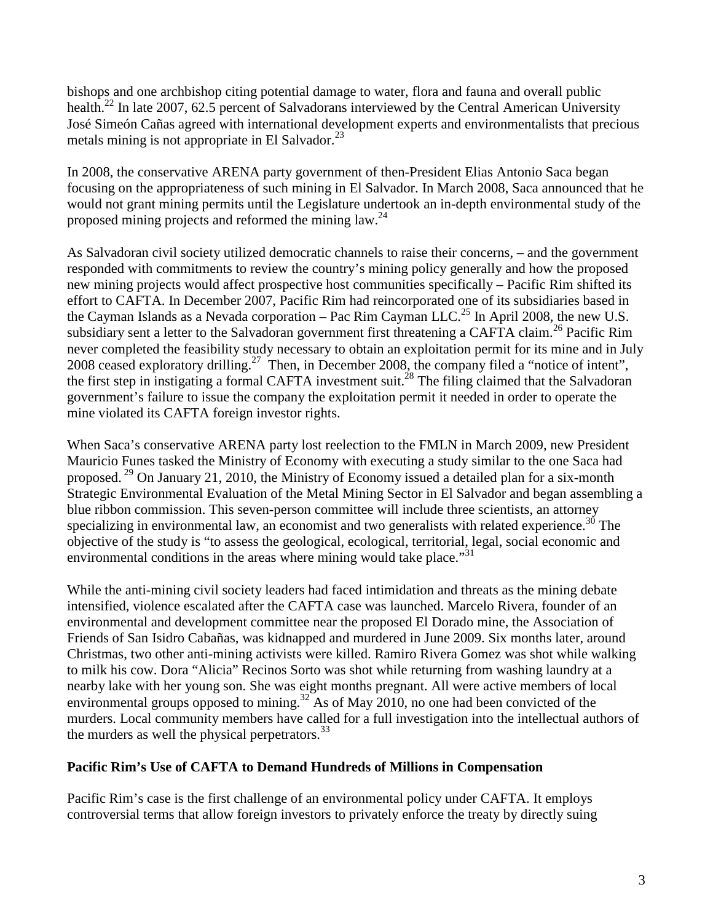bishops and one archbishop citing potential damage to water, flora and fauna and overall public health.[22] In late 2007, 62.5 percent of Salvadorans interviewed by the Central American University José Simeón Cañas agreed with international development experts and environmentalists that precious metals mining is not appropriate in El Salvador.[23]

In 2008, the conservative ARENA party government of then-President Elias Antonio Saca began focusing on the appropriateness of such mining in El Salvador. In March 2008, Saca announced that he would not grant mining permits until the Legislature undertook an in-depth environmental study of the proposed mining projects and reformed the mining law.[24]

As Salvadoran civil society utilized democratic channels to raise their concerns, – and the government responded with commitments to review the country's mining policy generally and how the proposed new mining projects would affect prospective host communities specifically – Pacific Rim shifted its effort to CAFTA. In December 2007, Pacific Rim had reincorporated one of its subsidiaries based in the Cayman Islands as a Nevada corporation – Pac Rim Cayman LLC.[25] In April 2008, the new U.S. subsidiary sent a letter to the Salvadoran government first threatening a CAFTA claim.[26] Pacific Rim never completed the feasibility study necessary to obtain an exploitation permit for its mine and in July 2008 ceased exploratory drilling.[27] Then, in December 2008, the company filed a "notice of intent", the first step in instigating a formal CAFTA investment suit.[28] The filing claimed that the Salvadoran government's failure to issue the company the exploitation permit it needed in order to operate the mine violated its CAFTA foreign investor rights.

When Saca's conservative ARENA party lost reelection to the FMLN in March 2009, new President Mauricio Funes tasked the Ministry of Economy with executing a study similar to the one Saca had proposed. [29] On January 21, 2010, the Ministry of Economy issued a detailed plan for a six-month Strategic Environmental Evaluation of the Metal Mining Sector in El Salvador and began assembling a blue ribbon commission. This seven-person committee will include three scientists, an attorney specializing in environmental law, an economist and two generalists with related experience.[30] The objective of the study is "to assess the geological, ecological, territorial, legal, social economic and environmental conditions in the areas where mining would take place."[31]

While the anti-mining civil society leaders had faced intimidation and threats as the mining debate intensified, violence escalated after the CAFTA case was launched. Marcelo Rivera, founder of an environmental and development committee near the proposed El Dorado mine, the Association of Friends of San Isidro Cabañas, was kidnapped and murdered in June 2009. Six months later, around Christmas, two other anti-mining activists were killed. Ramiro Rivera Gomez was shot while walking to milk his cow. Dora "Alicia" Recinos Sorto was shot while returning from washing laundry at a nearby lake with her young son. She was eight months pregnant. All were active members of local environmental groups opposed to mining.[32] As of May 2010, no one had been convicted of the murders. Local community members have called for a full investigation into the intellectual authors of the murders as well the physical perpetrators.[33]

**Pacific Rim's Use of CAFTA to Demand Hundreds of Millions in Compensation**

Pacific Rim's case is the first challenge of an environmental policy under CAFTA. It employs controversial terms that allow foreign investors to privately enforce the treaty by directly suing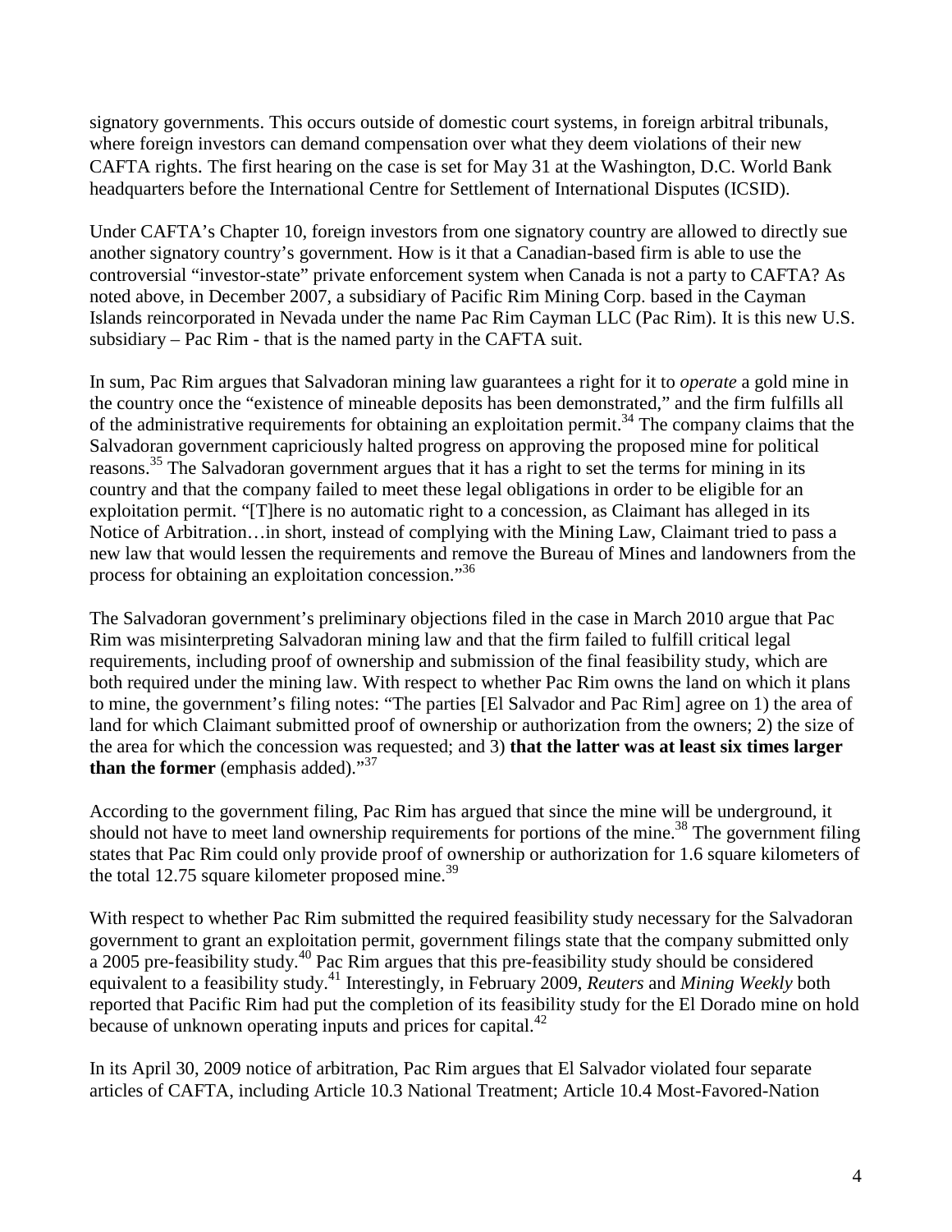signatory governments. This occurs outside of domestic court systems, in foreign arbitral tribunals, where foreign investors can demand compensation over what they deem violations of their new CAFTA rights. The first hearing on the case is set for May 31 at the Washington, D.C. World Bank headquarters before the International Centre for Settlement of International Disputes (ICSID).

Under CAFTA's Chapter 10, foreign investors from one signatory country are allowed to directly sue another signatory country's government. How is it that a Canadian-based firm is able to use the controversial "investor-state" private enforcement system when Canada is not a party to CAFTA? As noted above, in December 2007, a subsidiary of Pacific Rim Mining Corp. based in the Cayman Islands reincorporated in Nevada under the name Pac Rim Cayman LLC (Pac Rim). It is this new U.S. subsidiary – Pac Rim - that is the named party in the CAFTA suit.

In sum, Pac Rim argues that Salvadoran mining law guarantees a right for it to *operate* a gold mine in the country once the "existence of mineable deposits has been demonstrated," and the firm fulfills all of the administrative requirements for obtaining an exploitation permit.[34] The company claims that the Salvadoran government capriciously halted progress on approving the proposed mine for political reasons.[35] The Salvadoran government argues that it has a right to set the terms for mining in its country and that the company failed to meet these legal obligations in order to be eligible for an exploitation permit. "[T]here is no automatic right to a concession, as Claimant has alleged in its Notice of Arbitration…in short, instead of complying with the Mining Law, Claimant tried to pass a new law that would lessen the requirements and remove the Bureau of Mines and landowners from the process for obtaining an exploitation concession."[36]

The Salvadoran government's preliminary objections filed in the case in March 2010 argue that Pac Rim was misinterpreting Salvadoran mining law and that the firm failed to fulfill critical legal requirements, including proof of ownership and submission of the final feasibility study, which are both required under the mining law. With respect to whether Pac Rim owns the land on which it plans to mine, the government's filing notes: "The parties [El Salvador and Pac Rim] agree on 1) the area of land for which Claimant submitted proof of ownership or authorization from the owners; 2) the size of the area for which the concession was requested; and 3) **that the latter was at least six times larger than the former** (emphasis added)."[37]

According to the government filing, Pac Rim has argued that since the mine will be underground, it should not have to meet land ownership requirements for portions of the mine.[38] The government filing states that Pac Rim could only provide proof of ownership or authorization for 1.6 square kilometers of the total 12.75 square kilometer proposed mine.[39]

With respect to whether Pac Rim submitted the required feasibility study necessary for the Salvadoran government to grant an exploitation permit, government filings state that the company submitted only a 2005 pre-feasibility study.[40] Pac Rim argues that this pre-feasibility study should be considered equivalent to a feasibility study.[41] Interestingly, in February 2009, *Reuters* and *Mining Weekly* both reported that Pacific Rim had put the completion of its feasibility study for the El Dorado mine on hold because of unknown operating inputs and prices for capital.[42]

In its April 30, 2009 notice of arbitration, Pac Rim argues that El Salvador violated four separate articles of CAFTA, including Article 10.3 National Treatment; Article 10.4 Most-Favored-Nation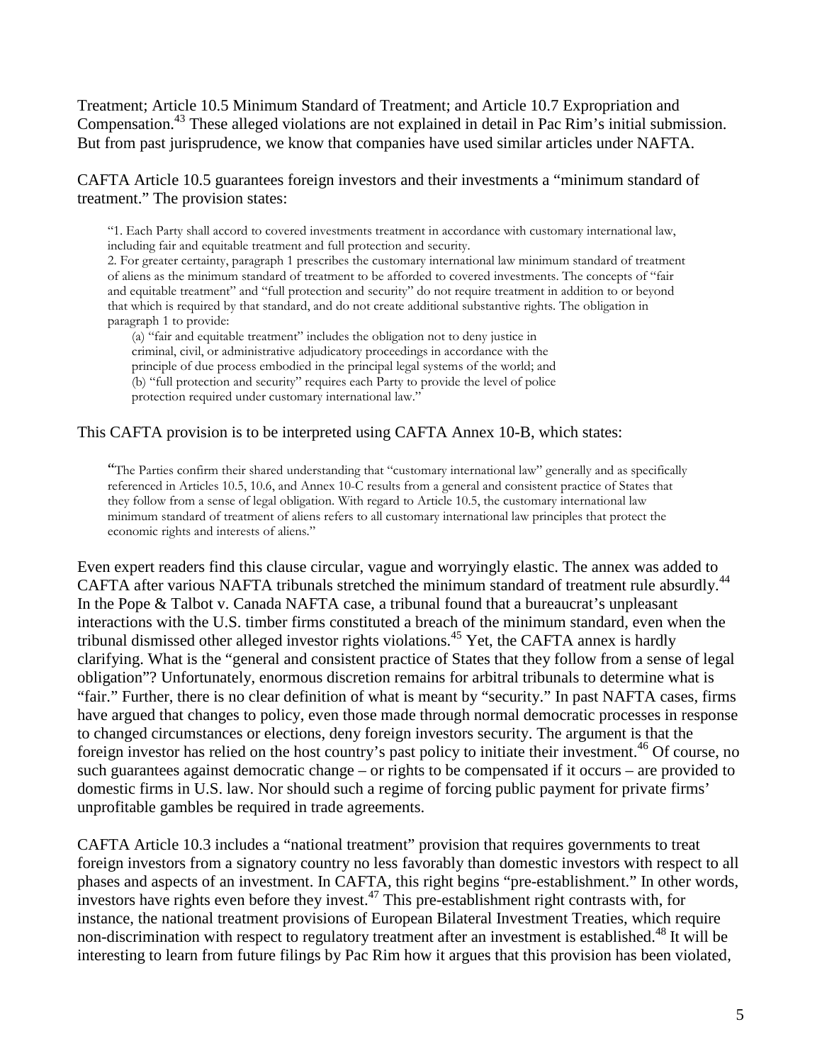Treatment; Article 10.5 Minimum Standard of Treatment; and Article 10.7 Expropriation and Compensation.[43] These alleged violations are not explained in detail in Pac Rim's initial submission. But from past jurisprudence, we know that companies have used similar articles under NAFTA.

CAFTA Article 10.5 guarantees foreign investors and their investments a "minimum standard of treatment." The provision states:

> "1. Each Party shall accord to covered investments treatment in accordance with customary international law, including fair and equitable treatment and full protection and security.
> 2. For greater certainty, paragraph 1 prescribes the customary international law minimum standard of treatment of aliens as the minimum standard of treatment to be afforded to covered investments. The concepts of "fair and equitable treatment" and "full protection and security" do not require treatment in addition to or beyond that which is required by that standard, and do not create additional substantive rights. The obligation in paragraph 1 to provide:
> (a) "fair and equitable treatment" includes the obligation not to deny justice in criminal, civil, or administrative adjudicatory proceedings in accordance with the principle of due process embodied in the principal legal systems of the world; and
> (b) "full protection and security" requires each Party to provide the level of police protection required under customary international law."

This CAFTA provision is to be interpreted using CAFTA Annex 10-B, which states:

> "The Parties confirm their shared understanding that "customary international law" generally and as specifically referenced in Articles 10.5, 10.6, and Annex 10-C results from a general and consistent practice of States that they follow from a sense of legal obligation. With regard to Article 10.5, the customary international law minimum standard of treatment of aliens refers to all customary international law principles that protect the economic rights and interests of aliens."

Even expert readers find this clause circular, vague and worryingly elastic. The annex was added to CAFTA after various NAFTA tribunals stretched the minimum standard of treatment rule absurdly.[44] In the Pope & Talbot v. Canada NAFTA case, a tribunal found that a bureaucrat's unpleasant interactions with the U.S. timber firms constituted a breach of the minimum standard, even when the tribunal dismissed other alleged investor rights violations.[45] Yet, the CAFTA annex is hardly clarifying. What is the "general and consistent practice of States that they follow from a sense of legal obligation"? Unfortunately, enormous discretion remains for arbitral tribunals to determine what is "fair." Further, there is no clear definition of what is meant by "security." In past NAFTA cases, firms have argued that changes to policy, even those made through normal democratic processes in response to changed circumstances or elections, deny foreign investors security. The argument is that the foreign investor has relied on the host country's past policy to initiate their investment.[46] Of course, no such guarantees against democratic change – or rights to be compensated if it occurs – are provided to domestic firms in U.S. law. Nor should such a regime of forcing public payment for private firms' unprofitable gambles be required in trade agreements.

CAFTA Article 10.3 includes a "national treatment" provision that requires governments to treat foreign investors from a signatory country no less favorably than domestic investors with respect to all phases and aspects of an investment. In CAFTA, this right begins "pre-establishment." In other words, investors have rights even before they invest.[47] This pre-establishment right contrasts with, for instance, the national treatment provisions of European Bilateral Investment Treaties, which require non-discrimination with respect to regulatory treatment after an investment is established.[48] It will be interesting to learn from future filings by Pac Rim how it argues that this provision has been violated,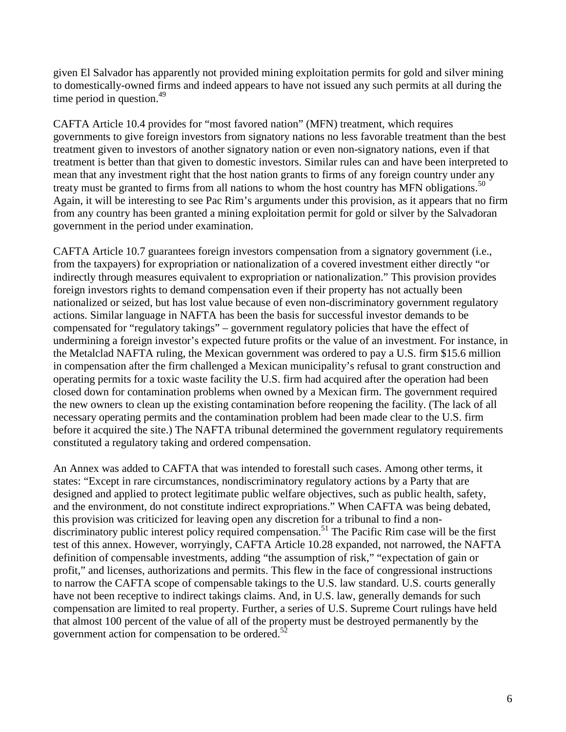given El Salvador has apparently not provided mining exploitation permits for gold and silver mining to domestically-owned firms and indeed appears to have not issued any such permits at all during the time period in question.[49]

CAFTA Article 10.4 provides for "most favored nation" (MFN) treatment, which requires governments to give foreign investors from signatory nations no less favorable treatment than the best treatment given to investors of another signatory nation or even non-signatory nations, even if that treatment is better than that given to domestic investors. Similar rules can and have been interpreted to mean that any investment right that the host nation grants to firms of any foreign country under any treaty must be granted to firms from all nations to whom the host country has MFN obligations.[50] Again, it will be interesting to see Pac Rim's arguments under this provision, as it appears that no firm from any country has been granted a mining exploitation permit for gold or silver by the Salvadoran government in the period under examination.

CAFTA Article 10.7 guarantees foreign investors compensation from a signatory government (i.e., from the taxpayers) for expropriation or nationalization of a covered investment either directly "or indirectly through measures equivalent to expropriation or nationalization." This provision provides foreign investors rights to demand compensation even if their property has not actually been nationalized or seized, but has lost value because of even non-discriminatory government regulatory actions. Similar language in NAFTA has been the basis for successful investor demands to be compensated for "regulatory takings" – government regulatory policies that have the effect of undermining a foreign investor's expected future profits or the value of an investment. For instance, in the Metalclad NAFTA ruling, the Mexican government was ordered to pay a U.S. firm \$15.6 million in compensation after the firm challenged a Mexican municipality's refusal to grant construction and operating permits for a toxic waste facility the U.S. firm had acquired after the operation had been closed down for contamination problems when owned by a Mexican firm. The government required the new owners to clean up the existing contamination before reopening the facility. (The lack of all necessary operating permits and the contamination problem had been made clear to the U.S. firm before it acquired the site.) The NAFTA tribunal determined the government regulatory requirements constituted a regulatory taking and ordered compensation.

An Annex was added to CAFTA that was intended to forestall such cases. Among other terms, it states: "Except in rare circumstances, nondiscriminatory regulatory actions by a Party that are designed and applied to protect legitimate public welfare objectives, such as public health, safety, and the environment, do not constitute indirect expropriations." When CAFTA was being debated, this provision was criticized for leaving open any discretion for a tribunal to find a non-discriminatory public interest policy required compensation.[51] The Pacific Rim case will be the first test of this annex. However, worryingly, CAFTA Article 10.28 expanded, not narrowed, the NAFTA definition of compensable investments, adding "the assumption of risk," "expectation of gain or profit," and licenses, authorizations and permits. This flew in the face of congressional instructions to narrow the CAFTA scope of compensable takings to the U.S. law standard. U.S. courts generally have not been receptive to indirect takings claims. And, in U.S. law, generally demands for such compensation are limited to real property. Further, a series of U.S. Supreme Court rulings have held that almost 100 percent of the value of all of the property must be destroyed permanently by the government action for compensation to be ordered.[52]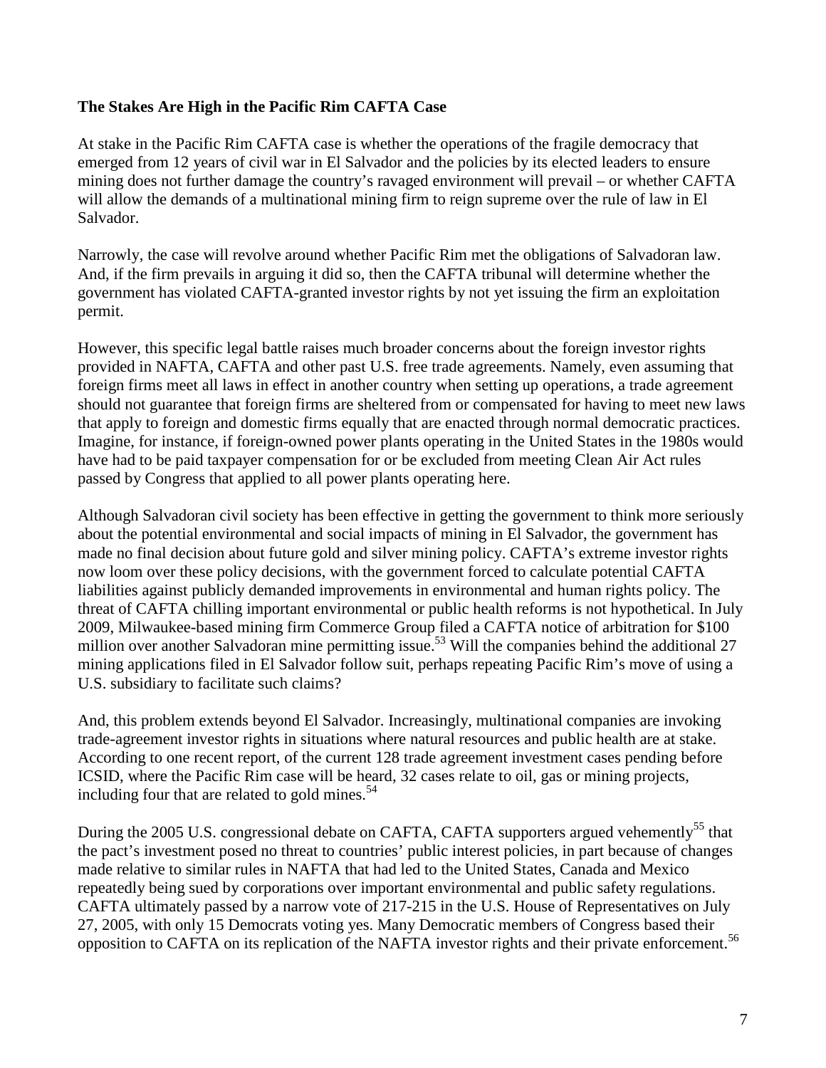**The Stakes Are High in the Pacific Rim CAFTA Case**

At stake in the Pacific Rim CAFTA case is whether the operations of the fragile democracy that emerged from 12 years of civil war in El Salvador and the policies by its elected leaders to ensure mining does not further damage the country's ravaged environment will prevail – or whether CAFTA will allow the demands of a multinational mining firm to reign supreme over the rule of law in El Salvador.

Narrowly, the case will revolve around whether Pacific Rim met the obligations of Salvadoran law. And, if the firm prevails in arguing it did so, then the CAFTA tribunal will determine whether the government has violated CAFTA-granted investor rights by not yet issuing the firm an exploitation permit.

However, this specific legal battle raises much broader concerns about the foreign investor rights provided in NAFTA, CAFTA and other past U.S. free trade agreements. Namely, even assuming that foreign firms meet all laws in effect in another country when setting up operations, a trade agreement should not guarantee that foreign firms are sheltered from or compensated for having to meet new laws that apply to foreign and domestic firms equally that are enacted through normal democratic practices. Imagine, for instance, if foreign-owned power plants operating in the United States in the 1980s would have had to be paid taxpayer compensation for or be excluded from meeting Clean Air Act rules passed by Congress that applied to all power plants operating here.

Although Salvadoran civil society has been effective in getting the government to think more seriously about the potential environmental and social impacts of mining in El Salvador, the government has made no final decision about future gold and silver mining policy. CAFTA's extreme investor rights now loom over these policy decisions, with the government forced to calculate potential CAFTA liabilities against publicly demanded improvements in environmental and human rights policy. The threat of CAFTA chilling important environmental or public health reforms is not hypothetical. In July 2009, Milwaukee-based mining firm Commerce Group filed a CAFTA notice of arbitration for $100 million over another Salvadoran mine permitting issue.[53] Will the companies behind the additional 27 mining applications filed in El Salvador follow suit, perhaps repeating Pacific Rim's move of using a U.S. subsidiary to facilitate such claims?

And, this problem extends beyond El Salvador. Increasingly, multinational companies are invoking trade-agreement investor rights in situations where natural resources and public health are at stake. According to one recent report, of the current 128 trade agreement investment cases pending before ICSID, where the Pacific Rim case will be heard, 32 cases relate to oil, gas or mining projects, including four that are related to gold mines.[54]

During the 2005 U.S. congressional debate on CAFTA, CAFTA supporters argued vehemently[55] that the pact's investment posed no threat to countries' public interest policies, in part because of changes made relative to similar rules in NAFTA that had led to the United States, Canada and Mexico repeatedly being sued by corporations over important environmental and public safety regulations. CAFTA ultimately passed by a narrow vote of 217-215 in the U.S. House of Representatives on July 27, 2005, with only 15 Democrats voting yes. Many Democratic members of Congress based their opposition to CAFTA on its replication of the NAFTA investor rights and their private enforcement.[56]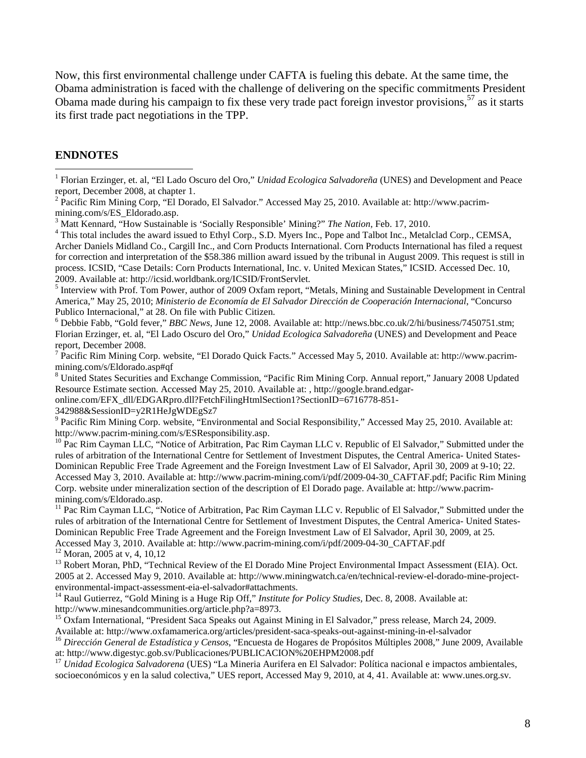Now, this first environmental challenge under CAFTA is fueling this debate. At the same time, the Obama administration is faced with the challenge of delivering on the specific commitments President Obama made during his campaign to fix these very trade pact foreign investor provisions,[57] as it starts its first trade pact negotiations in the TPP.

## ENDNOTES

[1] Florian Erzinger, et. al, "El Lado Oscuro del Oro," *Unidad Ecologica Salvadoreña* (UNES) and Development and Peace report, December 2008, at chapter 1.

[2] Pacific Rim Mining Corp, "El Dorado, El Salvador." Accessed May 25, 2010. Available at: http://www.pacrim-mining.com/s/ES_Eldorado.asp.

[3] Matt Kennard, "How Sustainable is 'Socially Responsible' Mining?" *The Nation*, Feb. 17, 2010.

[4] This total includes the award issued to Ethyl Corp., S.D. Myers Inc., Pope and Talbot Inc., Metalclad Corp., CEMSA, Archer Daniels Midland Co., Cargill Inc., and Corn Products International. Corn Products International has filed a request for correction and interpretation of the $58.386 million award issued by the tribunal in August 2009. This request is still in process. ICSID, "Case Details: Corn Products International, Inc. v. United Mexican States," ICSID. Accessed Dec. 10, 2009. Available at: http://icsid.worldbank.org/ICSID/FrontServlet.

[5] Interview with Prof. Tom Power, author of 2009 Oxfam report, "Metals, Mining and Sustainable Development in Central America," May 25, 2010; *Ministerio de Economía de El Salvador Dirección de Cooperación Internacional*, "Concurso Publico Internacional," at 28. On file with Public Citizen.

[6] Debbie Fabb, "Gold fever," *BBC News*, June 12, 2008. Available at: http://news.bbc.co.uk/2/hi/business/7450751.stm; Florian Erzinger, et. al, "El Lado Oscuro del Oro," *Unidad Ecologica Salvadoreña* (UNES) and Development and Peace report, December 2008.

[7] Pacific Rim Mining Corp. website, "El Dorado Quick Facts." Accessed May 5, 2010. Available at: http://www.pacrim-mining.com/s/Eldorado.asp#qf

[8] United States Securities and Exchange Commission, "Pacific Rim Mining Corp. Annual report," January 2008 Updated Resource Estimate section. Accessed May 25, 2010. Available at: , http://google.brand.edgar-online.com/EFX_dll/EDGARpro.dll?FetchFilingHtmlSection1?SectionID=6716778-851-342988&SessionID=y2R1HeJgWDEgSz7

[9] Pacific Rim Mining Corp. website, "Environmental and Social Responsibility," Accessed May 25, 2010. Available at: http://www.pacrim-mining.com/s/ESResponsibility.asp.

[10] Pac Rim Cayman LLC, "Notice of Arbitration, Pac Rim Cayman LLC v. Republic of El Salvador," Submitted under the rules of arbitration of the International Centre for Settlement of Investment Disputes, the Central America- United States-Dominican Republic Free Trade Agreement and the Foreign Investment Law of El Salvador, April 30, 2009 at 9-10; 22. Accessed May 3, 2010. Available at: http://www.pacrim-mining.com/i/pdf/2009-04-30_CAFTAF.pdf; Pacific Rim Mining Corp. website under mineralization section of the description of El Dorado page. Available at: http://www.pacrim-mining.com/s/Eldorado.asp.

[11] Pac Rim Cayman LLC, "Notice of Arbitration, Pac Rim Cayman LLC v. Republic of El Salvador," Submitted under the rules of arbitration of the International Centre for Settlement of Investment Disputes, the Central America- United States-Dominican Republic Free Trade Agreement and the Foreign Investment Law of El Salvador, April 30, 2009, at 25. Accessed May 3, 2010. Available at: http://www.pacrim-mining.com/i/pdf/2009-04-30_CAFTAF.pdf

[12] Moran, 2005 at v, 4, 10,12

[13] Robert Moran, PhD, "Technical Review of the El Dorado Mine Project Environmental Impact Assessment (EIA). Oct. 2005 at 2. Accessed May 9, 2010. Available at: http://www.miningwatch.ca/en/technical-review-el-dorado-mine-project-environmental-impact-assessment-eia-el-salvador#attachments.

[14] Raul Gutierrez, "Gold Mining is a Huge Rip Off," *Institute for Policy Studies*, Dec. 8, 2008. Available at: http://www.minesandcommunities.org/article.php?a=8973.

[15] Oxfam International, "President Saca Speaks out Against Mining in El Salvador," press release, March 24, 2009. Available at: http://www.oxfamamerica.org/articles/president-saca-speaks-out-against-mining-in-el-salvador

[16] *Dirección General de Estadística y Censos*, "Encuesta de Hogares de Propósitos Múltiples 2008," June 2009, Available at: http://www.digestyc.gob.sv/Publicaciones/PUBLICACION%20EHPM2008.pdf

[17] *Unidad Ecologica Salvadorena* (UES) "La Mineria Aurifera en El Salvador: Política nacional e impactos ambientales, socioeconómicos y en la salud colectiva," UES report, Accessed May 9, 2010, at 4, 41. Available at: www.unes.org.sv.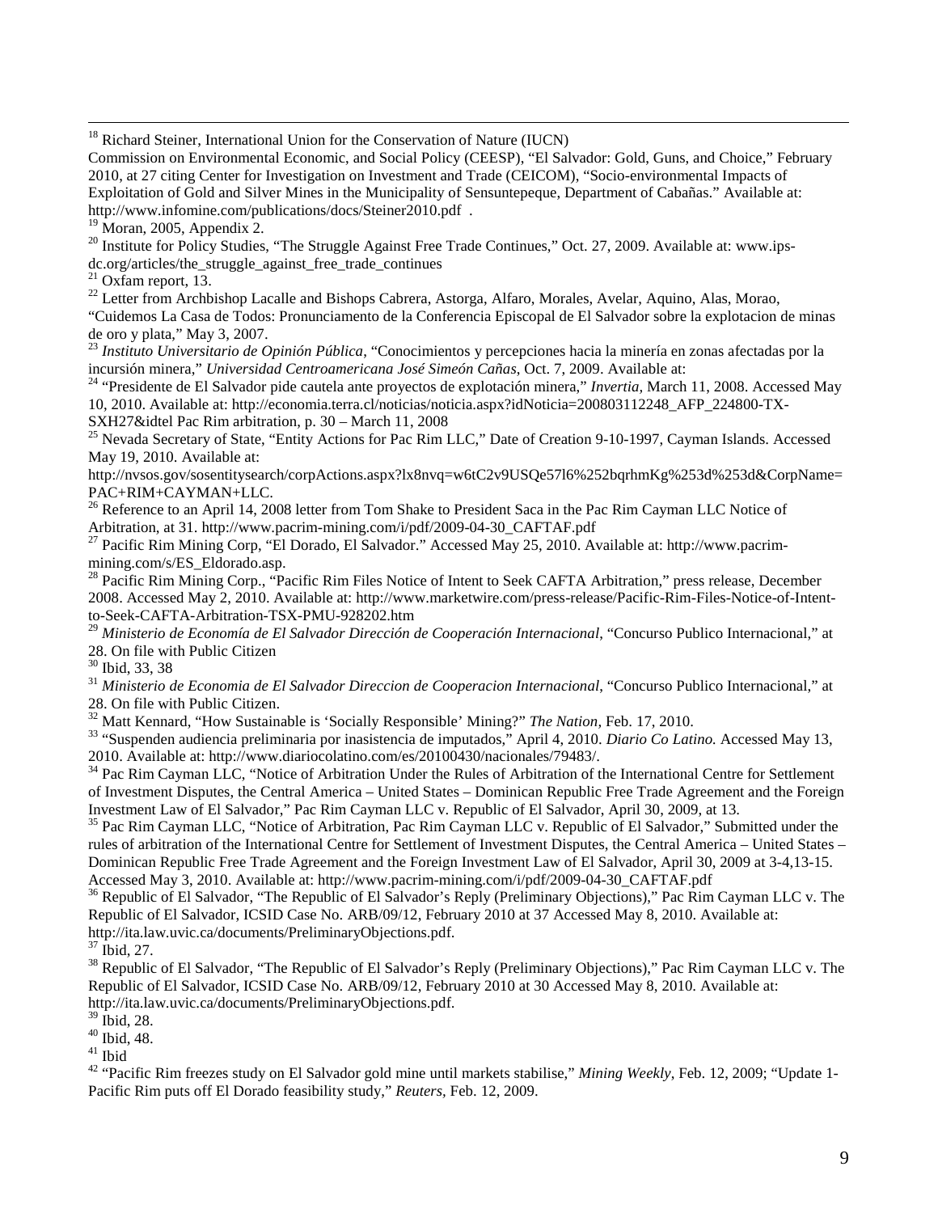[18] Richard Steiner, International Union for the Conservation of Nature (IUCN) Commission on Environmental Economic, and Social Policy (CEESP), "El Salvador: Gold, Guns, and Choice," February 2010, at 27 citing Center for Investigation on Investment and Trade (CEICOM), "Socio-environmental Impacts of Exploitation of Gold and Silver Mines in the Municipality of Sensuntepeque, Department of Cabañas." Available at: http://www.infomine.com/publications/docs/Steiner2010.pdf .

[19] Moran, 2005, Appendix 2.

[20] Institute for Policy Studies, "The Struggle Against Free Trade Continues," Oct. 27, 2009. Available at: www.ips-dc.org/articles/the_struggle_against_free_trade_continues

[21] Oxfam report, 13.

[22] Letter from Archbishop Lacalle and Bishops Cabrera, Astorga, Alfaro, Morales, Avelar, Aquino, Alas, Morao, "Cuidemos La Casa de Todos: Pronunciamento de la Conferencia Episcopal de El Salvador sobre la explotacion de minas de oro y plata," May 3, 2007.

[23] *Instituto Universitario de Opinión Pública*, "Conocimientos y percepciones hacia la minería en zonas afectadas por la incursión minera," *Universidad Centroamericana José Simeón Cañas*, Oct. 7, 2009. Available at:

[24] "Presidente de El Salvador pide cautela ante proyectos de explotación minera," *Invertia,* March 11, 2008. Accessed May 10, 2010. Available at: http://economia.terra.cl/noticias/noticia.aspx?idNoticia=200803112248_AFP_224800-TX-SXH27&idtel Pac Rim arbitration, p. 30 – March 11, 2008

[25] Nevada Secretary of State, "Entity Actions for Pac Rim LLC," Date of Creation 9-10-1997, Cayman Islands. Accessed May 19, 2010. Available at: http://nvsos.gov/sosentitysearch/corpActions.aspx?lx8nvq=w6tC2v9USQe57l6%252bqrhmKg%253d%253d&CorpName=PAC+RIM+CAYMAN+LLC.

[26] Reference to an April 14, 2008 letter from Tom Shake to President Saca in the Pac Rim Cayman LLC Notice of Arbitration, at 31. http://www.pacrim-mining.com/i/pdf/2009-04-30_CAFTAF.pdf

[27] Pacific Rim Mining Corp, "El Dorado, El Salvador." Accessed May 25, 2010. Available at: http://www.pacrim-mining.com/s/ES_Eldorado.asp.

[28] Pacific Rim Mining Corp., "Pacific Rim Files Notice of Intent to Seek CAFTA Arbitration," press release, December 2008. Accessed May 2, 2010. Available at: http://www.marketwire.com/press-release/Pacific-Rim-Files-Notice-of-Intent-to-Seek-CAFTA-Arbitration-TSX-PMU-928202.htm

[29] *Ministerio de Economía de El Salvador Dirección de Cooperación Internacional*, "Concurso Publico Internacional," at 28. On file with Public Citizen

[30] Ibid, 33, 38

[31] *Ministerio de Economia de El Salvador Direccion de Cooperacion Internacional*, "Concurso Publico Internacional," at 28. On file with Public Citizen.

[32] Matt Kennard, "How Sustainable is 'Socially Responsible' Mining?" *The Nation,* Feb. 17, 2010.

[33] "Suspenden audiencia preliminaria por inasistencia de imputados," April 4, 2010. *Diario Co Latino.* Accessed May 13, 2010. Available at: http://www.diariocolatino.com/es/20100430/nacionales/79483/.

[34] Pac Rim Cayman LLC, "Notice of Arbitration Under the Rules of Arbitration of the International Centre for Settlement of Investment Disputes, the Central America – United States – Dominican Republic Free Trade Agreement and the Foreign Investment Law of El Salvador," Pac Rim Cayman LLC v. Republic of El Salvador, April 30, 2009, at 13.

[35] Pac Rim Cayman LLC, "Notice of Arbitration, Pac Rim Cayman LLC v. Republic of El Salvador," Submitted under the rules of arbitration of the International Centre for Settlement of Investment Disputes, the Central America – United States – Dominican Republic Free Trade Agreement and the Foreign Investment Law of El Salvador, April 30, 2009 at 3-4,13-15. Accessed May 3, 2010. Available at: http://www.pacrim-mining.com/i/pdf/2009-04-30_CAFTAF.pdf

[36] Republic of El Salvador, "The Republic of El Salvador's Reply (Preliminary Objections)," Pac Rim Cayman LLC v. The Republic of El Salvador, ICSID Case No. ARB/09/12, February 2010 at 37 Accessed May 8, 2010. Available at: http://ita.law.uvic.ca/documents/PreliminaryObjections.pdf.

[37] Ibid, 27.

[38] Republic of El Salvador, "The Republic of El Salvador's Reply (Preliminary Objections)," Pac Rim Cayman LLC v. The Republic of El Salvador, ICSID Case No. ARB/09/12, February 2010 at 30 Accessed May 8, 2010. Available at: http://ita.law.uvic.ca/documents/PreliminaryObjections.pdf.

[39] Ibid, 28.

[40] Ibid, 48.

[41] Ibid

[42] "Pacific Rim freezes study on El Salvador gold mine until markets stabilise," *Mining Weekly,* Feb. 12, 2009; "Update 1-Pacific Rim puts off El Dorado feasibility study," *Reuters,* Feb. 12, 2009.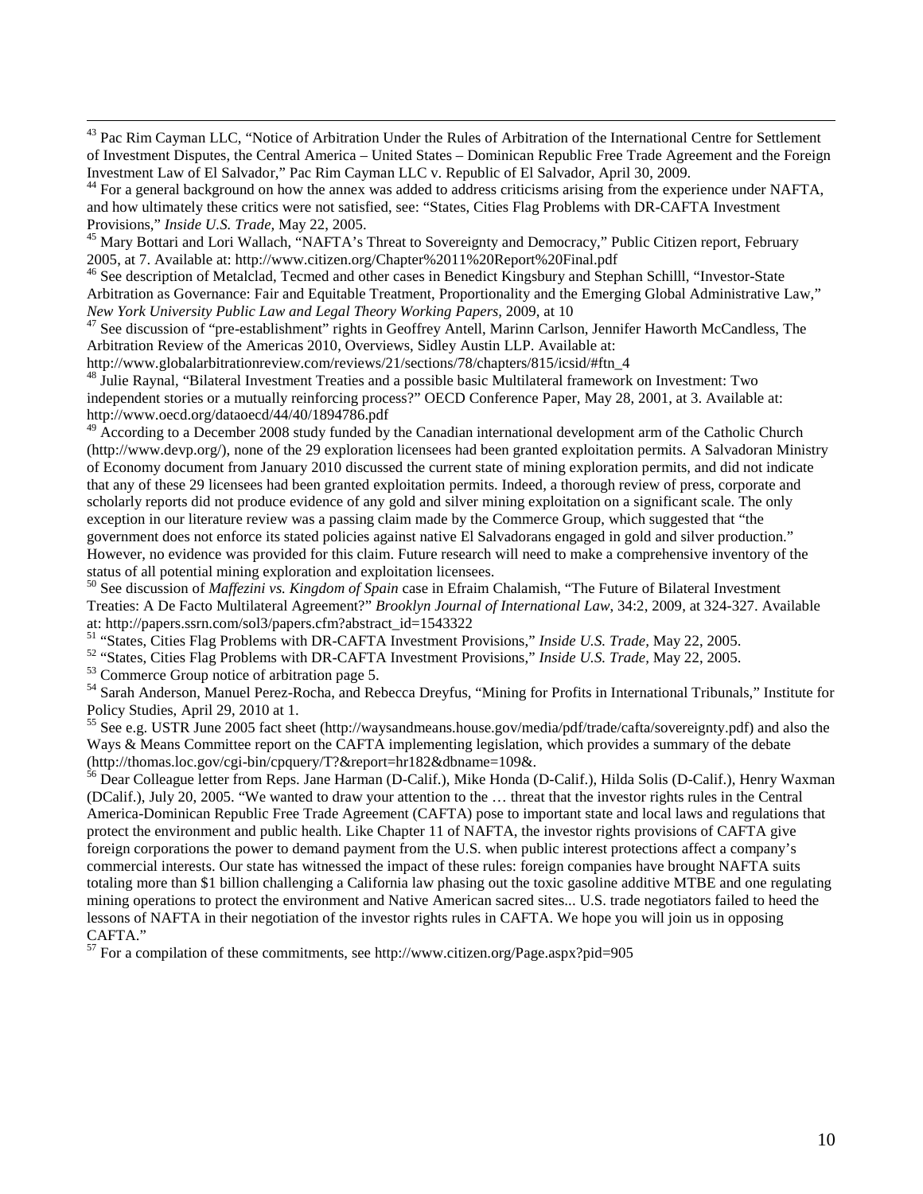[43] Pac Rim Cayman LLC, "Notice of Arbitration Under the Rules of Arbitration of the International Centre for Settlement of Investment Disputes, the Central America – United States – Dominican Republic Free Trade Agreement and the Foreign Investment Law of El Salvador," Pac Rim Cayman LLC v. Republic of El Salvador, April 30, 2009.

[44] For a general background on how the annex was added to address criticisms arising from the experience under NAFTA, and how ultimately these critics were not satisfied, see: "States, Cities Flag Problems with DR-CAFTA Investment Provisions," *Inside U.S. Trade,* May 22, 2005.

[45] Mary Bottari and Lori Wallach, "NAFTA's Threat to Sovereignty and Democracy," Public Citizen report, February 2005, at 7. Available at: http://www.citizen.org/Chapter%2011%20Report%20Final.pdf

[46] See description of Metalclad, Tecmed and other cases in Benedict Kingsbury and Stephan Schilll, "Investor-State Arbitration as Governance: Fair and Equitable Treatment, Proportionality and the Emerging Global Administrative Law," *New York University Public Law and Legal Theory Working Papers,* 2009, at 10

[47] See discussion of "pre-establishment" rights in Geoffrey Antell, Marinn Carlson, Jennifer Haworth McCandless, The Arbitration Review of the Americas 2010, Overviews, Sidley Austin LLP. Available at: http://www.globalarbitrationreview.com/reviews/21/sections/78/chapters/815/icsid/#ftn_4

[48] Julie Raynal, "Bilateral Investment Treaties and a possible basic Multilateral framework on Investment: Two independent stories or a mutually reinforcing process?" OECD Conference Paper, May 28, 2001, at 3. Available at: http://www.oecd.org/dataoecd/44/40/1894786.pdf

[49] According to a December 2008 study funded by the Canadian international development arm of the Catholic Church (http://www.devp.org/), none of the 29 exploration licensees had been granted exploitation permits. A Salvadoran Ministry of Economy document from January 2010 discussed the current state of mining exploration permits, and did not indicate that any of these 29 licensees had been granted exploitation permits. Indeed, a thorough review of press, corporate and scholarly reports did not produce evidence of any gold and silver mining exploitation on a significant scale. The only exception in our literature review was a passing claim made by the Commerce Group, which suggested that "the government does not enforce its stated policies against native El Salvadorans engaged in gold and silver production." However, no evidence was provided for this claim. Future research will need to make a comprehensive inventory of the status of all potential mining exploration and exploitation licensees.

[50] See discussion of *Maffezini vs. Kingdom of Spain* case in Efraim Chalamish, "The Future of Bilateral Investment Treaties: A De Facto Multilateral Agreement?" *Brooklyn Journal of International Law,* 34:2, 2009, at 324-327. Available at: http://papers.ssrn.com/sol3/papers.cfm?abstract_id=1543322

[51] "States, Cities Flag Problems with DR-CAFTA Investment Provisions," *Inside U.S. Trade,* May 22, 2005.

[52] "States, Cities Flag Problems with DR-CAFTA Investment Provisions," *Inside U.S. Trade,* May 22, 2005.

[53] Commerce Group notice of arbitration page 5.

[54] Sarah Anderson, Manuel Perez-Rocha, and Rebecca Dreyfus, "Mining for Profits in International Tribunals," Institute for Policy Studies, April 29, 2010 at 1.

[55] See e.g. USTR June 2005 fact sheet (http://waysandmeans.house.gov/media/pdf/trade/cafta/sovereignty.pdf) and also the Ways & Means Committee report on the CAFTA implementing legislation, which provides a summary of the debate (http://thomas.loc.gov/cgi-bin/cpquery/T?&report=hr182&dbname=109&.

[56] Dear Colleague letter from Reps. Jane Harman (D-Calif.), Mike Honda (D-Calif.), Hilda Solis (D-Calif.), Henry Waxman (DCalif.), July 20, 2005. "We wanted to draw your attention to the … threat that the investor rights rules in the Central America-Dominican Republic Free Trade Agreement (CAFTA) pose to important state and local laws and regulations that protect the environment and public health. Like Chapter 11 of NAFTA, the investor rights provisions of CAFTA give foreign corporations the power to demand payment from the U.S. when public interest protections affect a company's commercial interests. Our state has witnessed the impact of these rules: foreign companies have brought NAFTA suits totaling more than $1 billion challenging a California law phasing out the toxic gasoline additive MTBE and one regulating mining operations to protect the environment and Native American sacred sites... U.S. trade negotiators failed to heed the lessons of NAFTA in their negotiation of the investor rights rules in CAFTA. We hope you will join us in opposing CAFTA."

[57] For a compilation of these commitments, see http://www.citizen.org/Page.aspx?pid=905